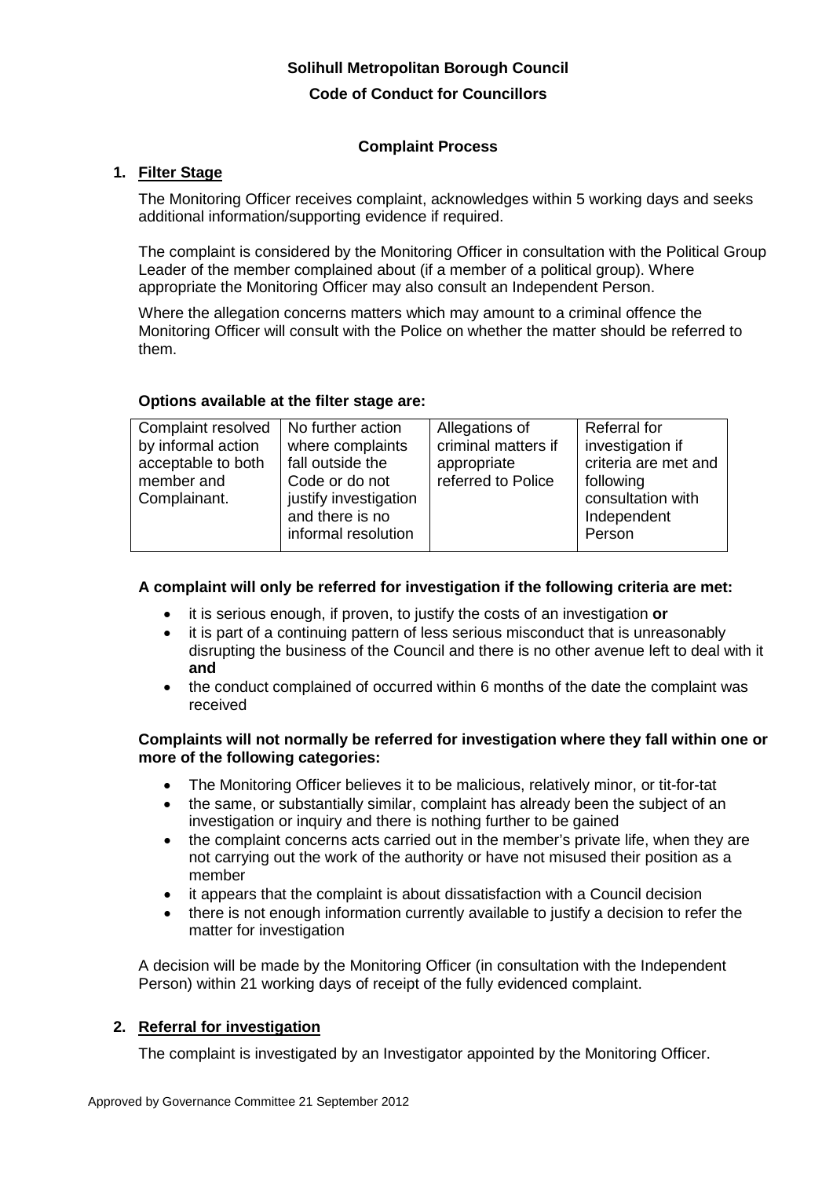# Solihull Metropolitan Borough Council

## Code of Conduct for Councillors

### Complaint Process

**1. Filter Stage**

The Monitoring Officer receives complaint, acknowledges within 5 working days and seeks additional information/supporting evidence if required.

The complaint is considered by the Monitoring Officer in consultation with the Political Group Leader of the member complained about (if a member of a political group). Where appropriate the Monitoring Officer may also consult an Independent Person.

Where the allegation concerns matters which may amount to a criminal offence the Monitoring Officer will consult with the Police on whether the matter should be referred to them.

**Options available at the filter stage are:**

| Complaint resolved by informal action acceptable to both member and Complainant. | No further action where complaints fall outside the Code or do not justify investigation and there is no informal resolution | Allegations of criminal matters if appropriate referred to Police | Referral for investigation if criteria are met and following consultation with Independent Person |
|---|---|---|---|

**A complaint will only be referred for investigation if the following criteria are met:**

- it is serious enough, if proven, to justify the costs of an investigation **or**
- it is part of a continuing pattern of less serious misconduct that is unreasonably disrupting the business of the Council and there is no other avenue left to deal with it **and**
- the conduct complained of occurred within 6 months of the date the complaint was received

**Complaints will not normally be referred for investigation where they fall within one or more of the following categories:**

- The Monitoring Officer believes it to be malicious, relatively minor, or tit-for-tat
- the same, or substantially similar, complaint has already been the subject of an investigation or inquiry and there is nothing further to be gained
- the complaint concerns acts carried out in the member's private life, when they are not carrying out the work of the authority or have not misused their position as a member
- it appears that the complaint is about dissatisfaction with a Council decision
- there is not enough information currently available to justify a decision to refer the matter for investigation

A decision will be made by the Monitoring Officer (in consultation with the Independent Person) within 21 working days of receipt of the fully evidenced complaint.

**2. Referral for investigation**

The complaint is investigated by an Investigator appointed by the Monitoring Officer.

Approved by Governance Committee 21 September 2012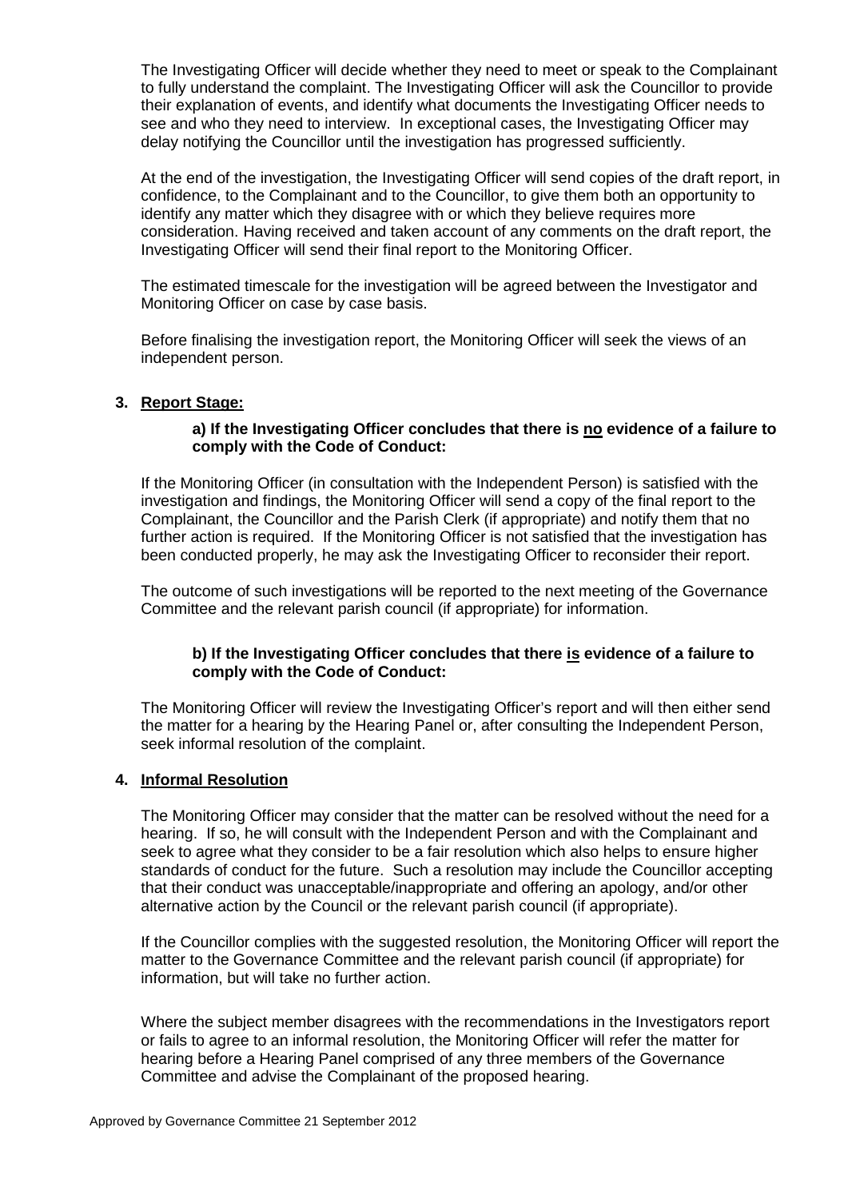The Investigating Officer will decide whether they need to meet or speak to the Complainant to fully understand the complaint. The Investigating Officer will ask the Councillor to provide their explanation of events, and identify what documents the Investigating Officer needs to see and who they need to interview. In exceptional cases, the Investigating Officer may delay notifying the Councillor until the investigation has progressed sufficiently.

At the end of the investigation, the Investigating Officer will send copies of the draft report, in confidence, to the Complainant and to the Councillor, to give them both an opportunity to identify any matter which they disagree with or which they believe requires more consideration. Having received and taken account of any comments on the draft report, the Investigating Officer will send their final report to the Monitoring Officer.

The estimated timescale for the investigation will be agreed between the Investigator and Monitoring Officer on case by case basis.

Before finalising the investigation report, the Monitoring Officer will seek the views of an independent person.

**3. Report Stage:**

**a) If the Investigating Officer concludes that there is no evidence of a failure to comply with the Code of Conduct:**

If the Monitoring Officer (in consultation with the Independent Person) is satisfied with the investigation and findings, the Monitoring Officer will send a copy of the final report to the Complainant, the Councillor and the Parish Clerk (if appropriate) and notify them that no further action is required. If the Monitoring Officer is not satisfied that the investigation has been conducted properly, he may ask the Investigating Officer to reconsider their report.

The outcome of such investigations will be reported to the next meeting of the Governance Committee and the relevant parish council (if appropriate) for information.

**b) If the Investigating Officer concludes that there is evidence of a failure to comply with the Code of Conduct:**

The Monitoring Officer will review the Investigating Officer's report and will then either send the matter for a hearing by the Hearing Panel or, after consulting the Independent Person, seek informal resolution of the complaint.

**4. Informal Resolution**

The Monitoring Officer may consider that the matter can be resolved without the need for a hearing. If so, he will consult with the Independent Person and with the Complainant and seek to agree what they consider to be a fair resolution which also helps to ensure higher standards of conduct for the future. Such a resolution may include the Councillor accepting that their conduct was unacceptable/inappropriate and offering an apology, and/or other alternative action by the Council or the relevant parish council (if appropriate).

If the Councillor complies with the suggested resolution, the Monitoring Officer will report the matter to the Governance Committee and the relevant parish council (if appropriate) for information, but will take no further action.

Where the subject member disagrees with the recommendations in the Investigators report or fails to agree to an informal resolution, the Monitoring Officer will refer the matter for hearing before a Hearing Panel comprised of any three members of the Governance Committee and advise the Complainant of the proposed hearing.

Approved by Governance Committee 21 September 2012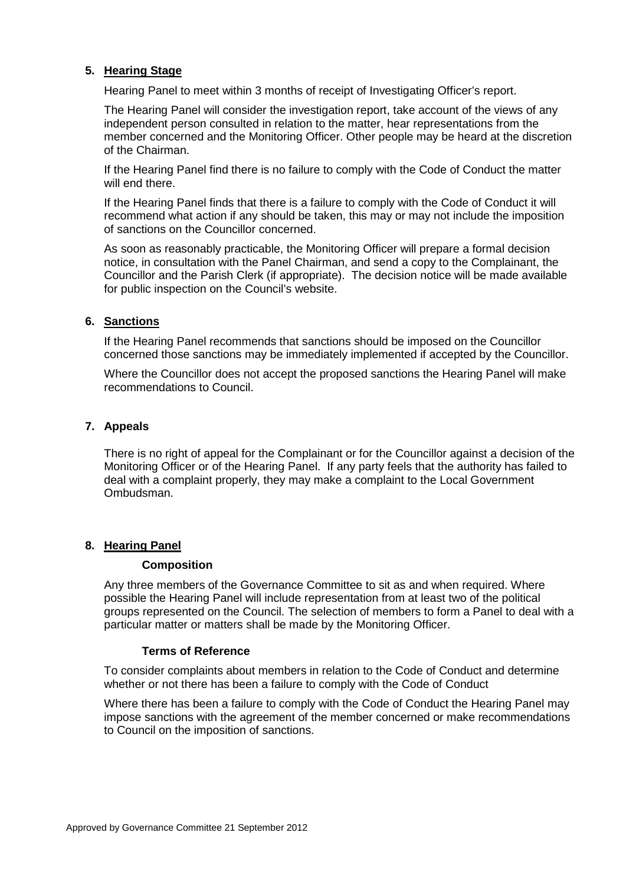## 5. Hearing Stage

Hearing Panel to meet within 3 months of receipt of Investigating Officer's report.

The Hearing Panel will consider the investigation report, take account of the views of any independent person consulted in relation to the matter, hear representations from the member concerned and the Monitoring Officer. Other people may be heard at the discretion of the Chairman.

If the Hearing Panel find there is no failure to comply with the Code of Conduct the matter will end there.

If the Hearing Panel finds that there is a failure to comply with the Code of Conduct it will recommend what action if any should be taken, this may or may not include the imposition of sanctions on the Councillor concerned.

As soon as reasonably practicable, the Monitoring Officer will prepare a formal decision notice, in consultation with the Panel Chairman, and send a copy to the Complainant, the Councillor and the Parish Clerk (if appropriate). The decision notice will be made available for public inspection on the Council's website.

## 6. Sanctions

If the Hearing Panel recommends that sanctions should be imposed on the Councillor concerned those sanctions may be immediately implemented if accepted by the Councillor.

Where the Councillor does not accept the proposed sanctions the Hearing Panel will make recommendations to Council.

## 7. Appeals

There is no right of appeal for the Complainant or for the Councillor against a decision of the Monitoring Officer or of the Hearing Panel. If any party feels that the authority has failed to deal with a complaint properly, they may make a complaint to the Local Government Ombudsman.

## 8. Hearing Panel

### Composition

Any three members of the Governance Committee to sit as and when required. Where possible the Hearing Panel will include representation from at least two of the political groups represented on the Council. The selection of members to form a Panel to deal with a particular matter or matters shall be made by the Monitoring Officer.

### Terms of Reference

To consider complaints about members in relation to the Code of Conduct and determine whether or not there has been a failure to comply with the Code of Conduct

Where there has been a failure to comply with the Code of Conduct the Hearing Panel may impose sanctions with the agreement of the member concerned or make recommendations to Council on the imposition of sanctions.

Approved by Governance Committee 21 September 2012